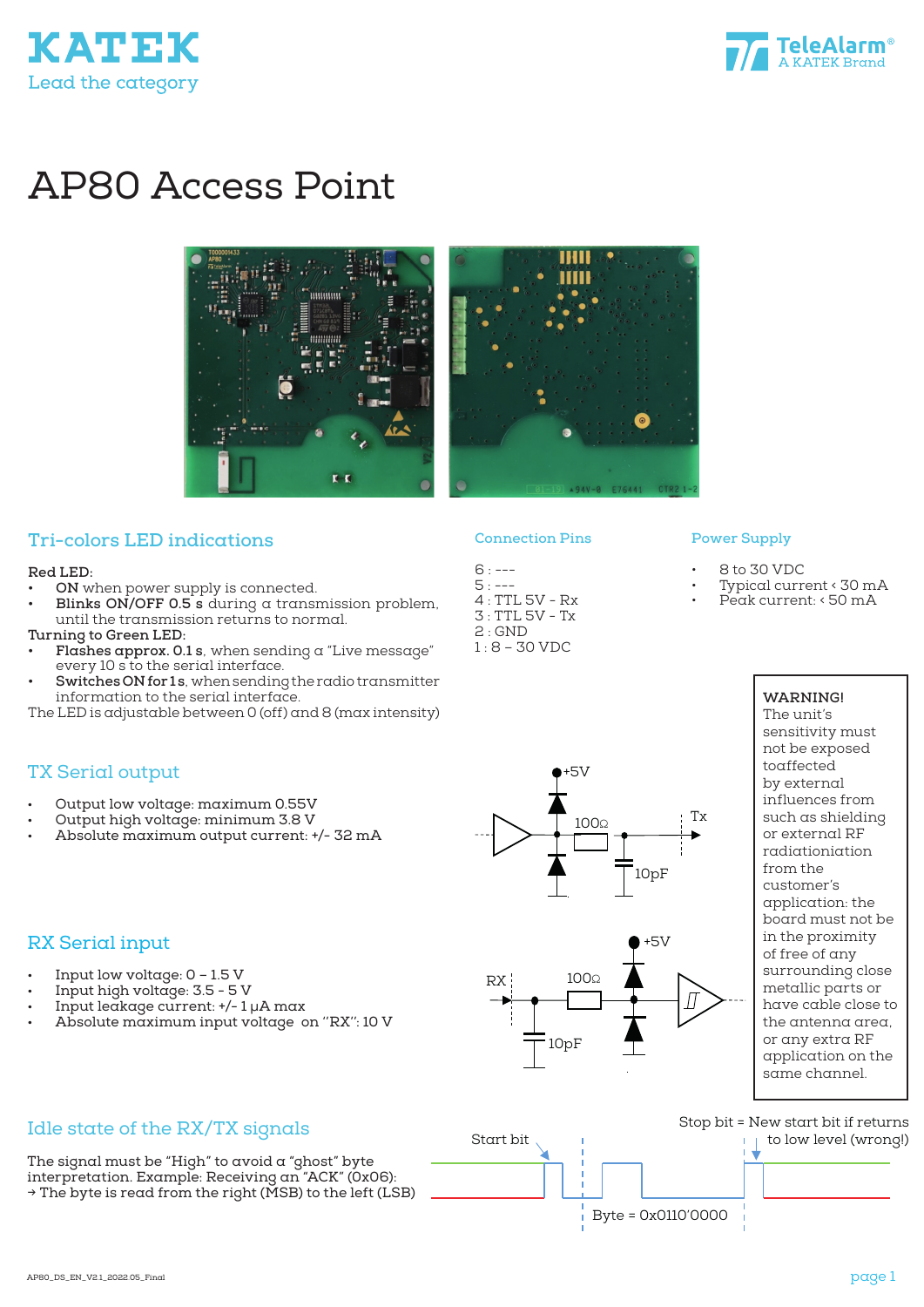# AP80 Access Point

## Tri-colors LED indications

**Red LED:**

- **ON** when power supply is connected.
- **Blinks ON/OFF 0.5 s** during a transmission problem, until the transmission returns to normal.

**Turning to Green LED:**

- **Flashes approx. 0.1 s**, when sending a "Live message" every 10 s to the serial interface.
- **Switches ON for 1 s**, when sending the radio transmitter information to the serial interface.

The LED is adjustable between 0 (off) and 8 (max intensity)

## Connection Pins

6 : ---
5 : ---
4 : TTL 5V - Rx
3 : TTL 5V - Tx
2 : GND
1 : 8 – 30 VDC

## Power Supply

- 8 to 30 VDC
- Typical current ‹ 30 mA
- Peak current: ‹ 50 mA

## TX Serial output

- Output low voltage: maximum 0.55V
- Output high voltage: minimum 3.8 V
- Absolute maximum output current: +/- 32 mA

+5V
100Ω
Tx
10pF

**WARNING!**
The unit's sensitivity must not be exposed toaffected by external influences from such as shielding or external RF radiationiation from the customer's application: the board must not be in the proximity of free of any surrounding close metallic parts or have cable close to the antenna area, or any extra RF application on the same channel.

## RX Serial input

- Input low voltage: 0 – 1.5 V
- Input high voltage: 3.5 - 5 V
- Input leakage current: +/- 1 µA max
- Absolute maximum input voltage on "RX": 10 V

+5V
RX
100Ω
10pF

## Idle state of the RX/TX signals

The signal must be "High" to avoid a "ghost" byte interpretation. Example: Receiving an "ACK" (0x06):
→ The byte is read from the right (MSB) to the left (LSB)

Start bit
Stop bit = New start bit if returns to low level (wrong!)
Byte = 0x0110'0000

AP80_DS_EN_V2.1_2022.05_Final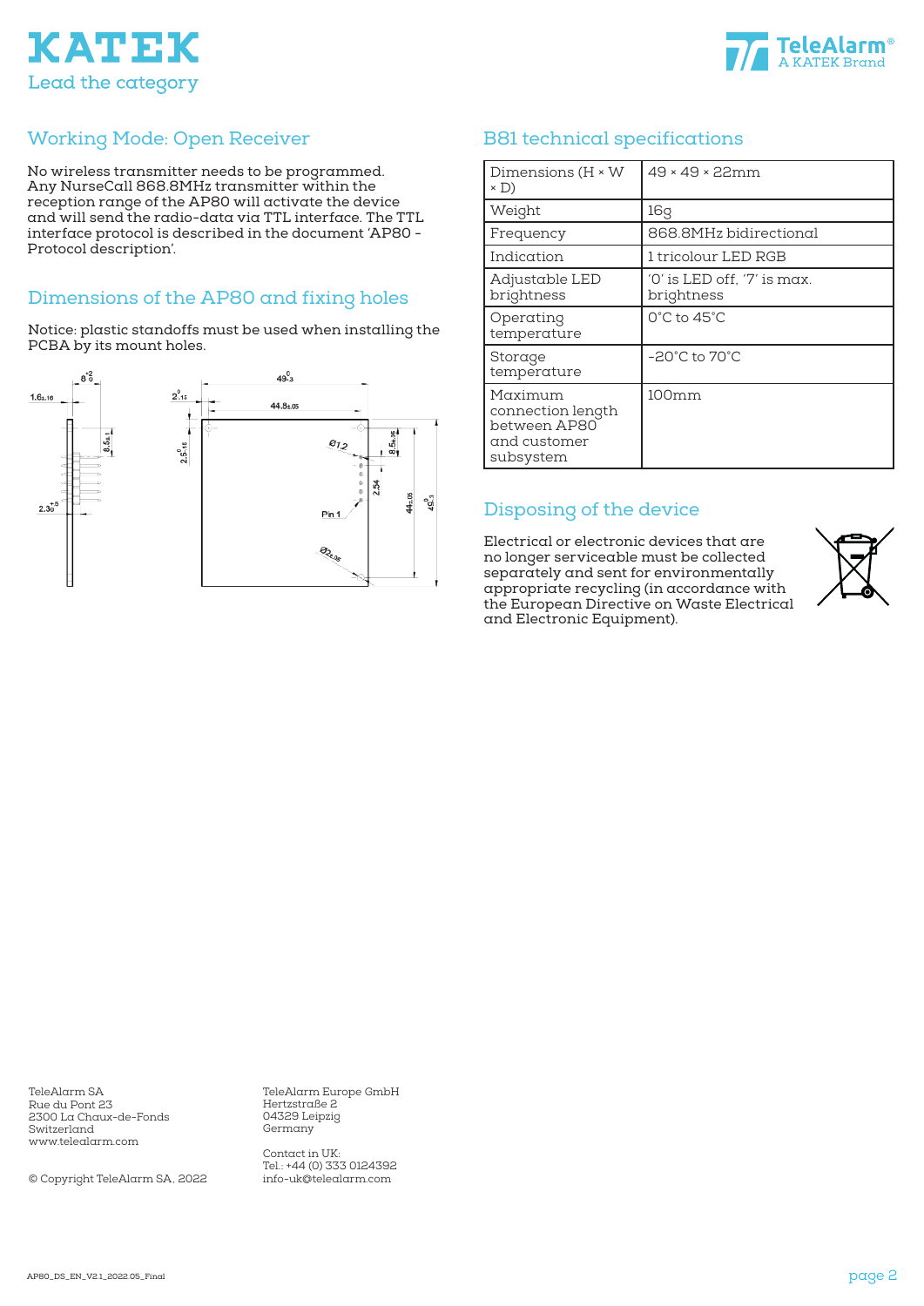## Working Mode: Open Receiver

No wireless transmitter needs to be programmed. Any NurseCall 868.8MHz transmitter within the reception range of the AP80 will activate the device and will send the radio-data via TTL interface. The TTL interface protocol is described in the document 'AP80 - Protocol description'.

## Dimensions of the AP80 and fixing holes

Notice: plastic standoffs must be used when installing the PCBA by its mount holes.

1.6±.10
$8^{+2}_{0}$
8.5±.1
$2.30^{+.5}_{0}$
$2^{0}_{-.15}$
$2.5^{0}_{-.15}$
$49^{0}_{-.3}$
44.8±.05
Ø1.2
8.5±.05
2.54
Pin 1
Ø2±.05
44±.05
$49^{0}_{-.3}$

## B81 technical specifications

| | |
|---|---|
| Dimensions (H × W × D) | 49 × 49 × 22mm |
| Weight | 16g |
| Frequency | 868.8MHz bidirectional |
| Indication | 1 tricolour LED RGB |
| Adjustable LED brightness | '0' is LED off, '7' is max. brightness |
| Operating temperature | 0°C to 45°C |
| Storage temperature | -20°C to 70°C |
| Maximum connection length between AP80 and customer subsystem | 100mm |

## Disposing of the device

Electrical or electronic devices that are no longer serviceable must be collected separately and sent for environmentally appropriate recycling (in accordance with the European Directive on Waste Electrical and Electronic Equipment).

TeleAlarm SA
Rue du Pont 23
2300 La Chaux-de-Fonds
Switzerland
www.telealarm.com

© Copyright TeleAlarm SA, 2022

TeleAlarm Europe GmbH
Hertzstraße 2
04329 Leipzig
Germany

Contact in UK:
Tel.: +44 (0) 333 0124392
info-uk@telealarm.com

AP80_DS_EN_V2.1_2022.05_Final